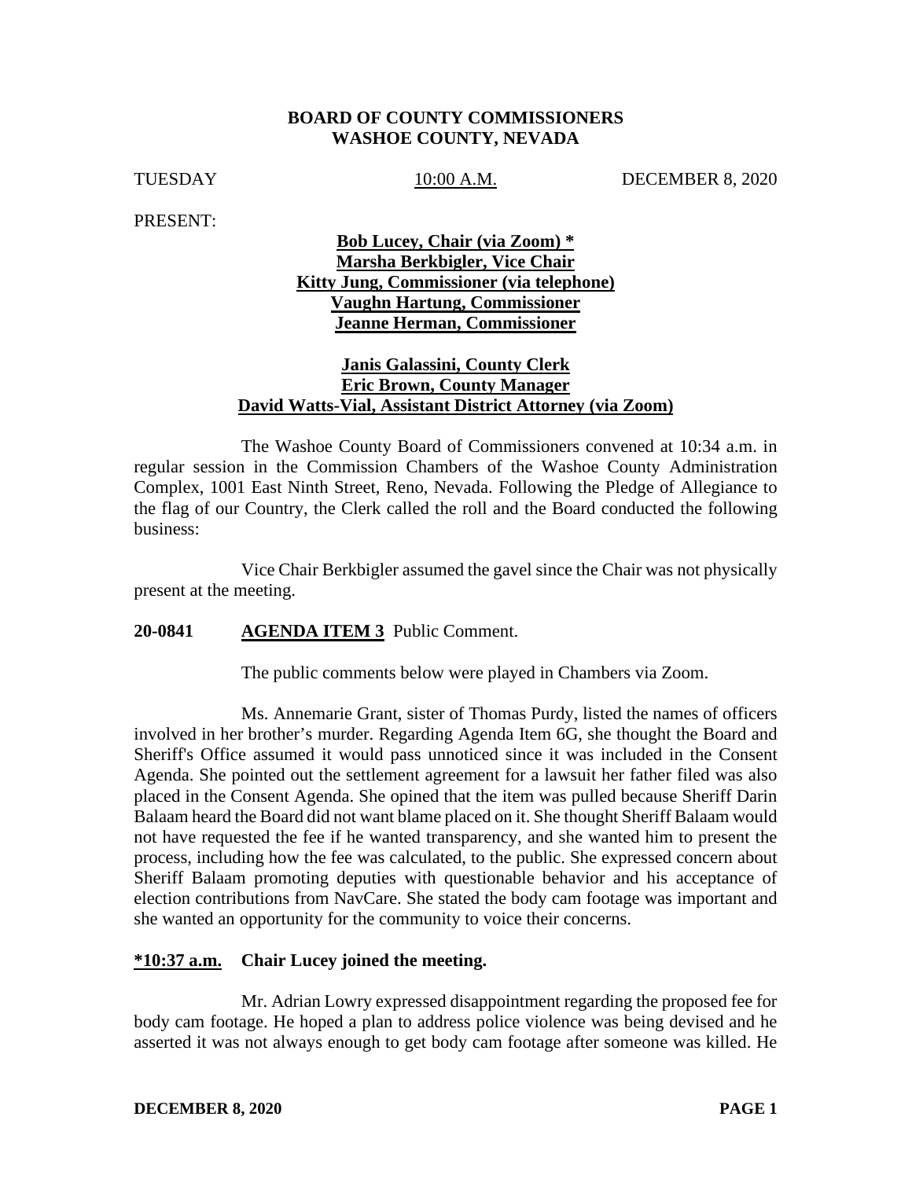**BOARD OF COUNTY COMMISSIONERS**
**WASHOE COUNTY, NEVADA**

TUESDAY 10:00 A.M. DECEMBER 8, 2020

PRESENT:

**Bob Lucey, Chair (via Zoom) \***
**Marsha Berkbigler, Vice Chair**
**Kitty Jung, Commissioner (via telephone)**
**Vaughn Hartung, Commissioner**
**Jeanne Herman, Commissioner**

**Janis Galassini, County Clerk**
**Eric Brown, County Manager**
**David Watts-Vial, Assistant District Attorney (via Zoom)**

The Washoe County Board of Commissioners convened at 10:34 a.m. in regular session in the Commission Chambers of the Washoe County Administration Complex, 1001 East Ninth Street, Reno, Nevada. Following the Pledge of Allegiance to the flag of our Country, the Clerk called the roll and the Board conducted the following business:

Vice Chair Berkbigler assumed the gavel since the Chair was not physically present at the meeting.

**20-0841 AGENDA ITEM 3** Public Comment.

The public comments below were played in Chambers via Zoom.

Ms. Annemarie Grant, sister of Thomas Purdy, listed the names of officers involved in her brother's murder. Regarding Agenda Item 6G, she thought the Board and Sheriff's Office assumed it would pass unnoticed since it was included in the Consent Agenda. She pointed out the settlement agreement for a lawsuit her father filed was also placed in the Consent Agenda. She opined that the item was pulled because Sheriff Darin Balaam heard the Board did not want blame placed on it. She thought Sheriff Balaam would not have requested the fee if he wanted transparency, and she wanted him to present the process, including how the fee was calculated, to the public. She expressed concern about Sheriff Balaam promoting deputies with questionable behavior and his acceptance of election contributions from NavCare. She stated the body cam footage was important and she wanted an opportunity for the community to voice their concerns.

**\*10:37 a.m. Chair Lucey joined the meeting.**

Mr. Adrian Lowry expressed disappointment regarding the proposed fee for body cam footage. He hoped a plan to address police violence was being devised and he asserted it was not always enough to get body cam footage after someone was killed. He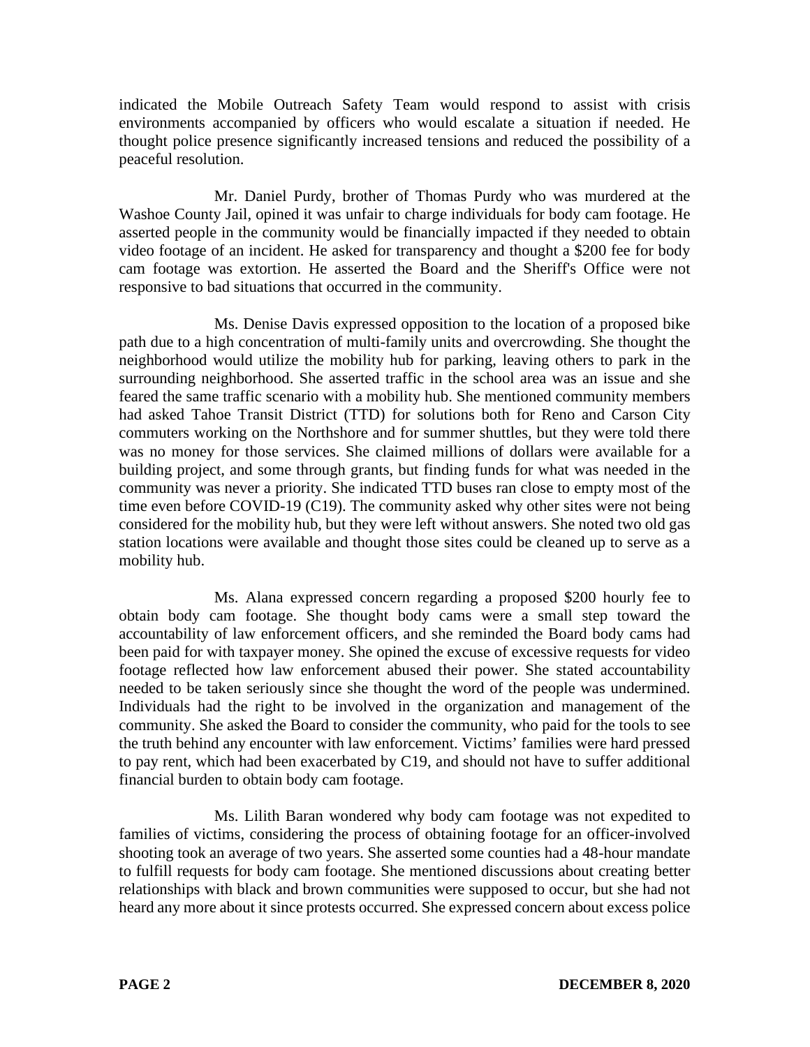indicated the Mobile Outreach Safety Team would respond to assist with crisis environments accompanied by officers who would escalate a situation if needed. He thought police presence significantly increased tensions and reduced the possibility of a peaceful resolution.

Mr. Daniel Purdy, brother of Thomas Purdy who was murdered at the Washoe County Jail, opined it was unfair to charge individuals for body cam footage. He asserted people in the community would be financially impacted if they needed to obtain video footage of an incident. He asked for transparency and thought a $200 fee for body cam footage was extortion. He asserted the Board and the Sheriff's Office were not responsive to bad situations that occurred in the community.

Ms. Denise Davis expressed opposition to the location of a proposed bike path due to a high concentration of multi-family units and overcrowding. She thought the neighborhood would utilize the mobility hub for parking, leaving others to park in the surrounding neighborhood. She asserted traffic in the school area was an issue and she feared the same traffic scenario with a mobility hub. She mentioned community members had asked Tahoe Transit District (TTD) for solutions both for Reno and Carson City commuters working on the Northshore and for summer shuttles, but they were told there was no money for those services. She claimed millions of dollars were available for a building project, and some through grants, but finding funds for what was needed in the community was never a priority. She indicated TTD buses ran close to empty most of the time even before COVID-19 (C19). The community asked why other sites were not being considered for the mobility hub, but they were left without answers. She noted two old gas station locations were available and thought those sites could be cleaned up to serve as a mobility hub.

Ms. Alana expressed concern regarding a proposed $200 hourly fee to obtain body cam footage. She thought body cams were a small step toward the accountability of law enforcement officers, and she reminded the Board body cams had been paid for with taxpayer money. She opined the excuse of excessive requests for video footage reflected how law enforcement abused their power. She stated accountability needed to be taken seriously since she thought the word of the people was undermined. Individuals had the right to be involved in the organization and management of the community. She asked the Board to consider the community, who paid for the tools to see the truth behind any encounter with law enforcement. Victims' families were hard pressed to pay rent, which had been exacerbated by C19, and should not have to suffer additional financial burden to obtain body cam footage.

Ms. Lilith Baran wondered why body cam footage was not expedited to families of victims, considering the process of obtaining footage for an officer-involved shooting took an average of two years. She asserted some counties had a 48-hour mandate to fulfill requests for body cam footage. She mentioned discussions about creating better relationships with black and brown communities were supposed to occur, but she had not heard any more about it since protests occurred. She expressed concern about excess police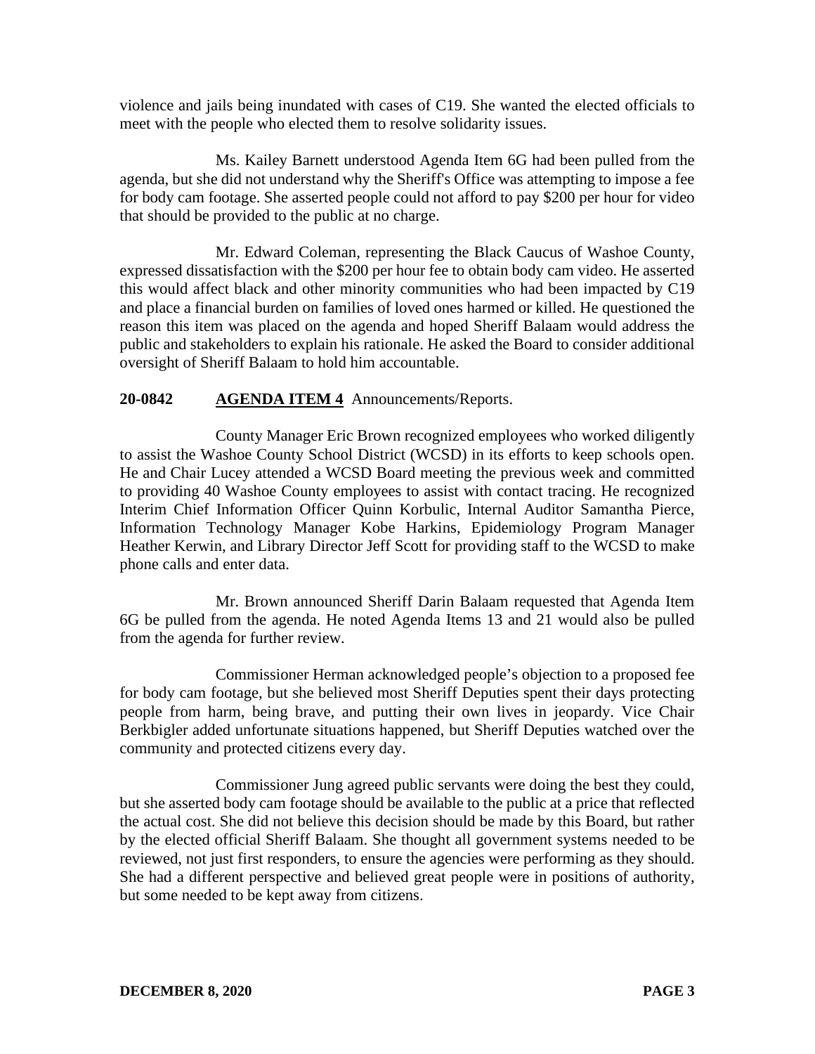violence and jails being inundated with cases of C19. She wanted the elected officials to meet with the people who elected them to resolve solidarity issues.

Ms. Kailey Barnett understood Agenda Item 6G had been pulled from the agenda, but she did not understand why the Sheriff's Office was attempting to impose a fee for body cam footage. She asserted people could not afford to pay $200 per hour for video that should be provided to the public at no charge.

Mr. Edward Coleman, representing the Black Caucus of Washoe County, expressed dissatisfaction with the $200 per hour fee to obtain body cam video. He asserted this would affect black and other minority communities who had been impacted by C19 and place a financial burden on families of loved ones harmed or killed. He questioned the reason this item was placed on the agenda and hoped Sheriff Balaam would address the public and stakeholders to explain his rationale. He asked the Board to consider additional oversight of Sheriff Balaam to hold him accountable.

**20-0842 AGENDA ITEM 4** Announcements/Reports.

County Manager Eric Brown recognized employees who worked diligently to assist the Washoe County School District (WCSD) in its efforts to keep schools open. He and Chair Lucey attended a WCSD Board meeting the previous week and committed to providing 40 Washoe County employees to assist with contact tracing. He recognized Interim Chief Information Officer Quinn Korbulic, Internal Auditor Samantha Pierce, Information Technology Manager Kobe Harkins, Epidemiology Program Manager Heather Kerwin, and Library Director Jeff Scott for providing staff to the WCSD to make phone calls and enter data.

Mr. Brown announced Sheriff Darin Balaam requested that Agenda Item 6G be pulled from the agenda. He noted Agenda Items 13 and 21 would also be pulled from the agenda for further review.

Commissioner Herman acknowledged people's objection to a proposed fee for body cam footage, but she believed most Sheriff Deputies spent their days protecting people from harm, being brave, and putting their own lives in jeopardy. Vice Chair Berkbigler added unfortunate situations happened, but Sheriff Deputies watched over the community and protected citizens every day.

Commissioner Jung agreed public servants were doing the best they could, but she asserted body cam footage should be available to the public at a price that reflected the actual cost. She did not believe this decision should be made by this Board, but rather by the elected official Sheriff Balaam. She thought all government systems needed to be reviewed, not just first responders, to ensure the agencies were performing as they should. She had a different perspective and believed great people were in positions of authority, but some needed to be kept away from citizens.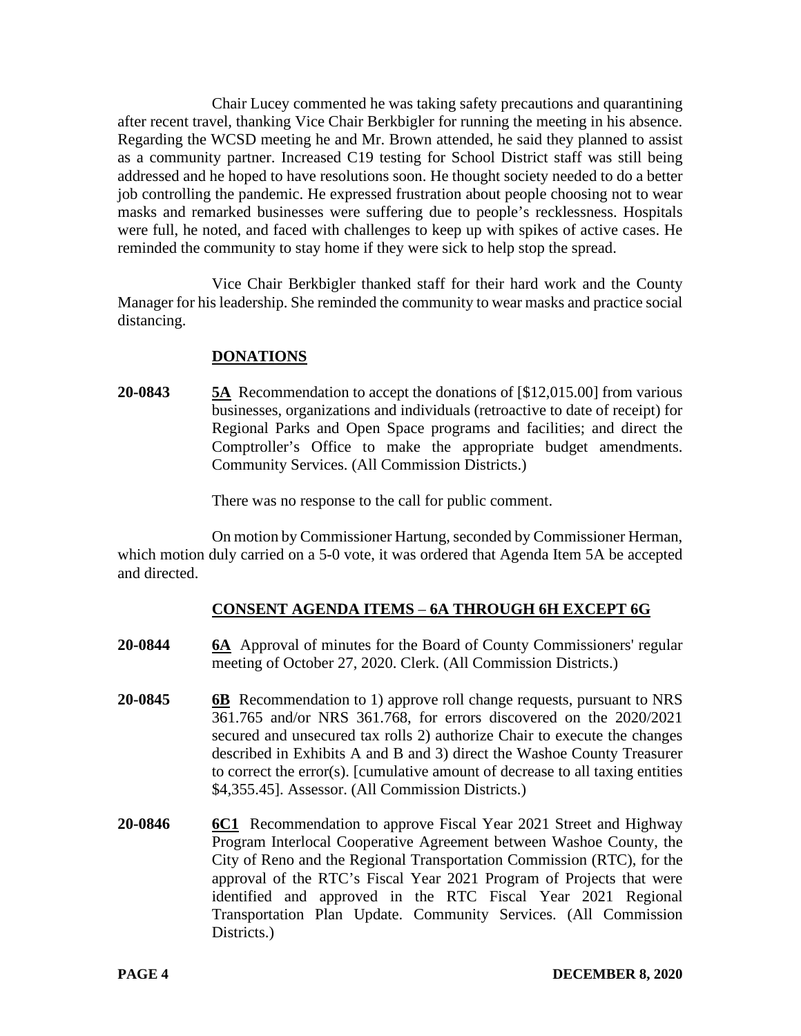Chair Lucey commented he was taking safety precautions and quarantining after recent travel, thanking Vice Chair Berkbigler for running the meeting in his absence. Regarding the WCSD meeting he and Mr. Brown attended, he said they planned to assist as a community partner. Increased C19 testing for School District staff was still being addressed and he hoped to have resolutions soon. He thought society needed to do a better job controlling the pandemic. He expressed frustration about people choosing not to wear masks and remarked businesses were suffering due to people's recklessness. Hospitals were full, he noted, and faced with challenges to keep up with spikes of active cases. He reminded the community to stay home if they were sick to help stop the spread.

Vice Chair Berkbigler thanked staff for their hard work and the County Manager for his leadership. She reminded the community to wear masks and practice social distancing.

## **DONATIONS**

**20-0843** **5A** Recommendation to accept the donations of [$12,015.00] from various businesses, organizations and individuals (retroactive to date of receipt) for Regional Parks and Open Space programs and facilities; and direct the Comptroller's Office to make the appropriate budget amendments. Community Services. (All Commission Districts.)

There was no response to the call for public comment.

On motion by Commissioner Hartung, seconded by Commissioner Herman, which motion duly carried on a 5-0 vote, it was ordered that Agenda Item 5A be accepted and directed.

## **CONSENT AGENDA ITEMS – 6A THROUGH 6H EXCEPT 6G**

**20-0844** **6A** Approval of minutes for the Board of County Commissioners' regular meeting of October 27, 2020. Clerk. (All Commission Districts.)

**20-0845** **6B** Recommendation to 1) approve roll change requests, pursuant to NRS 361.765 and/or NRS 361.768, for errors discovered on the 2020/2021 secured and unsecured tax rolls 2) authorize Chair to execute the changes described in Exhibits A and B and 3) direct the Washoe County Treasurer to correct the error(s). [cumulative amount of decrease to all taxing entities $4,355.45]. Assessor. (All Commission Districts.)

**20-0846** **6C1** Recommendation to approve Fiscal Year 2021 Street and Highway Program Interlocal Cooperative Agreement between Washoe County, the City of Reno and the Regional Transportation Commission (RTC), for the approval of the RTC's Fiscal Year 2021 Program of Projects that were identified and approved in the RTC Fiscal Year 2021 Regional Transportation Plan Update. Community Services. (All Commission Districts.)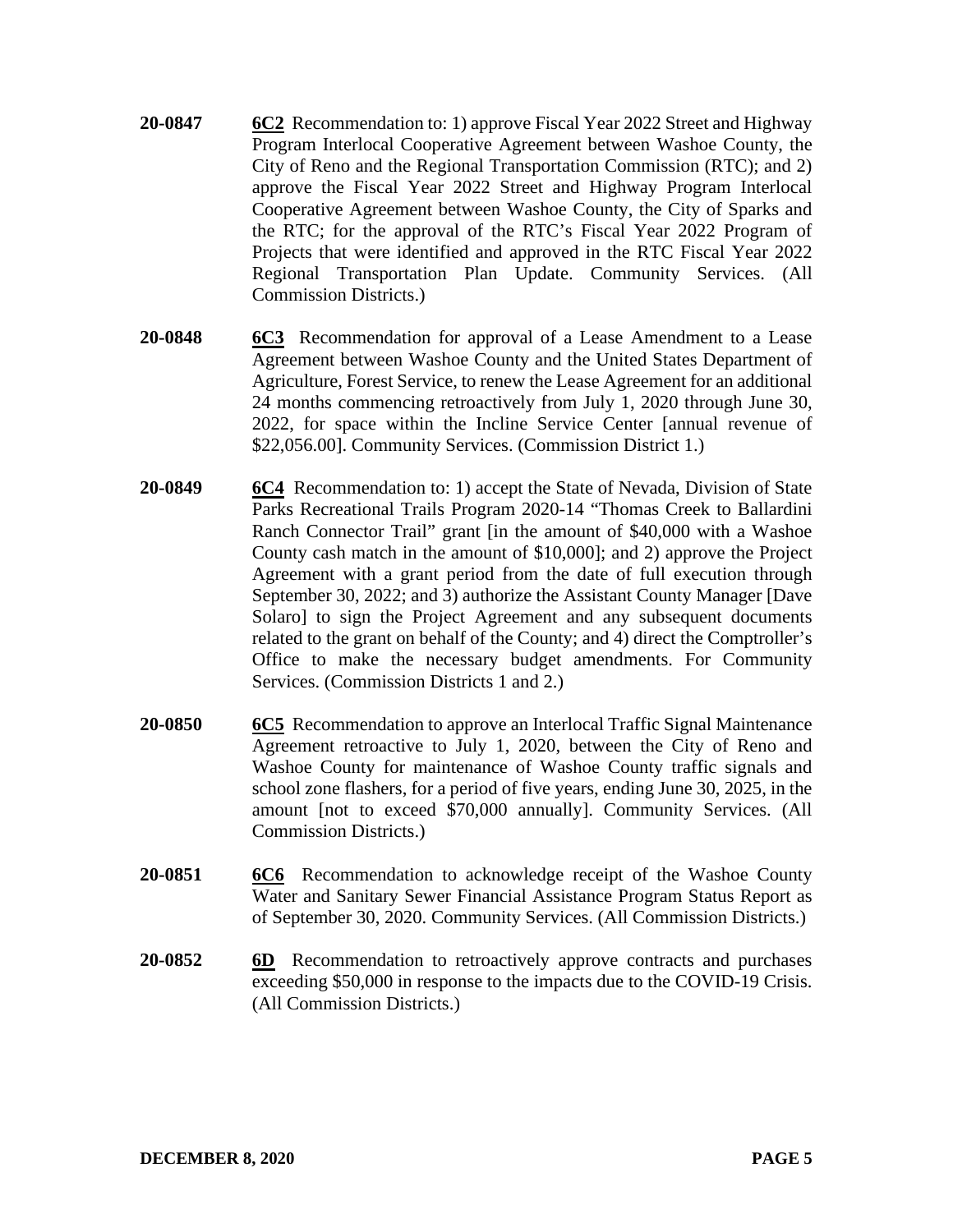**20-0847** **6C2** Recommendation to: 1) approve Fiscal Year 2022 Street and Highway Program Interlocal Cooperative Agreement between Washoe County, the City of Reno and the Regional Transportation Commission (RTC); and 2) approve the Fiscal Year 2022 Street and Highway Program Interlocal Cooperative Agreement between Washoe County, the City of Sparks and the RTC; for the approval of the RTC's Fiscal Year 2022 Program of Projects that were identified and approved in the RTC Fiscal Year 2022 Regional Transportation Plan Update. Community Services. (All Commission Districts.)

**20-0848** **6C3** Recommendation for approval of a Lease Amendment to a Lease Agreement between Washoe County and the United States Department of Agriculture, Forest Service, to renew the Lease Agreement for an additional 24 months commencing retroactively from July 1, 2020 through June 30, 2022, for space within the Incline Service Center [annual revenue of $22,056.00]. Community Services. (Commission District 1.)

**20-0849** **6C4** Recommendation to: 1) accept the State of Nevada, Division of State Parks Recreational Trails Program 2020-14 "Thomas Creek to Ballardini Ranch Connector Trail" grant [in the amount of $40,000 with a Washoe County cash match in the amount of $10,000]; and 2) approve the Project Agreement with a grant period from the date of full execution through September 30, 2022; and 3) authorize the Assistant County Manager [Dave Solaro] to sign the Project Agreement and any subsequent documents related to the grant on behalf of the County; and 4) direct the Comptroller's Office to make the necessary budget amendments. For Community Services. (Commission Districts 1 and 2.)

**20-0850** **6C5** Recommendation to approve an Interlocal Traffic Signal Maintenance Agreement retroactive to July 1, 2020, between the City of Reno and Washoe County for maintenance of Washoe County traffic signals and school zone flashers, for a period of five years, ending June 30, 2025, in the amount [not to exceed $70,000 annually]. Community Services. (All Commission Districts.)

**20-0851** **6C6** Recommendation to acknowledge receipt of the Washoe County Water and Sanitary Sewer Financial Assistance Program Status Report as of September 30, 2020. Community Services. (All Commission Districts.)

**20-0852** **6D** Recommendation to retroactively approve contracts and purchases exceeding $50,000 in response to the impacts due to the COVID-19 Crisis. (All Commission Districts.)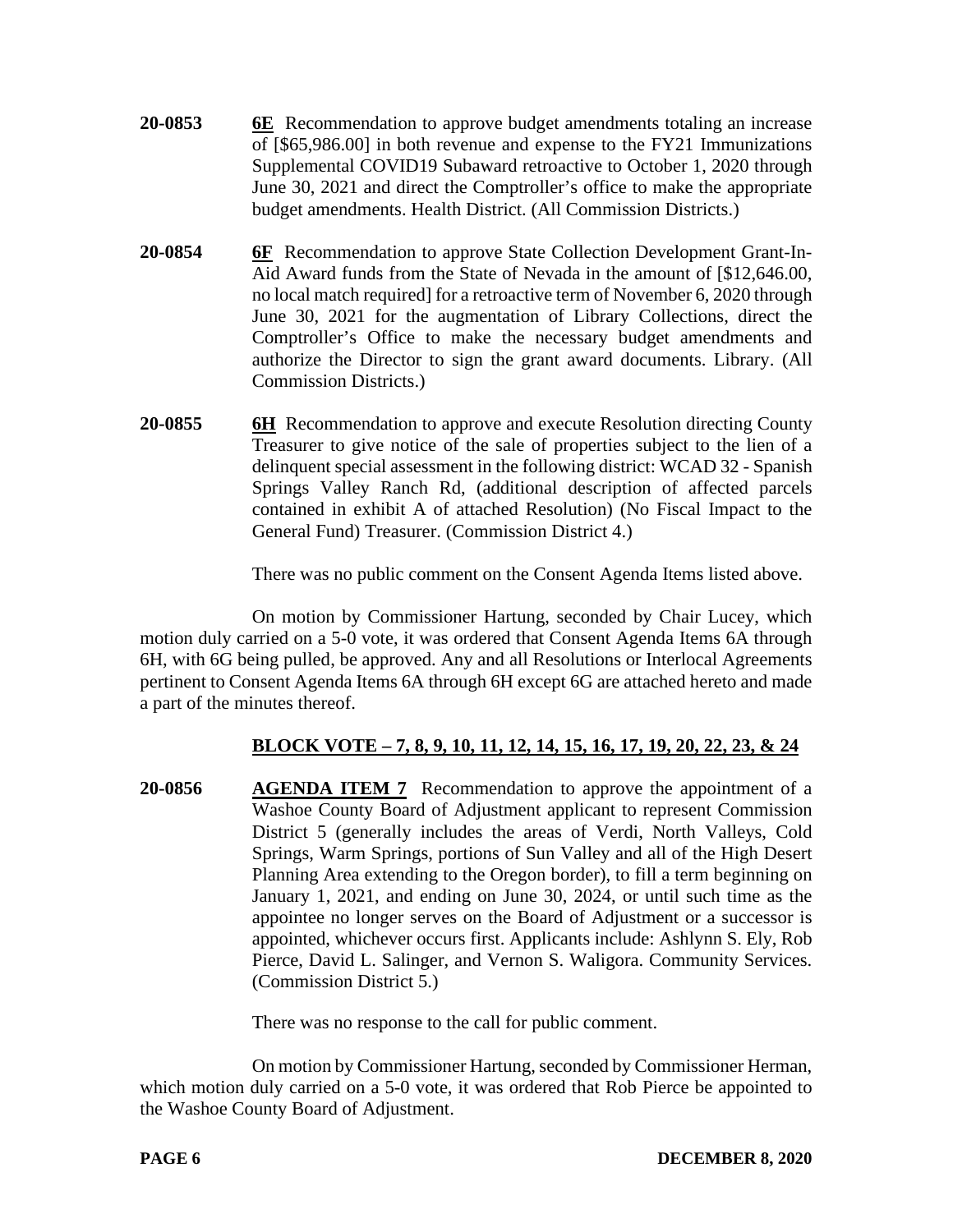**20-0853** **6E** Recommendation to approve budget amendments totaling an increase of [$65,986.00] in both revenue and expense to the FY21 Immunizations Supplemental COVID19 Subaward retroactive to October 1, 2020 through June 30, 2021 and direct the Comptroller's office to make the appropriate budget amendments. Health District. (All Commission Districts.)

**20-0854** **6F** Recommendation to approve State Collection Development Grant-In-Aid Award funds from the State of Nevada in the amount of [$12,646.00, no local match required] for a retroactive term of November 6, 2020 through June 30, 2021 for the augmentation of Library Collections, direct the Comptroller's Office to make the necessary budget amendments and authorize the Director to sign the grant award documents. Library. (All Commission Districts.)

**20-0855** **6H** Recommendation to approve and execute Resolution directing County Treasurer to give notice of the sale of properties subject to the lien of a delinquent special assessment in the following district: WCAD 32 - Spanish Springs Valley Ranch Rd, (additional description of affected parcels contained in exhibit A of attached Resolution) (No Fiscal Impact to the General Fund) Treasurer. (Commission District 4.)

There was no public comment on the Consent Agenda Items listed above.

On motion by Commissioner Hartung, seconded by Chair Lucey, which motion duly carried on a 5-0 vote, it was ordered that Consent Agenda Items 6A through 6H, with 6G being pulled, be approved. Any and all Resolutions or Interlocal Agreements pertinent to Consent Agenda Items 6A through 6H except 6G are attached hereto and made a part of the minutes thereof.

**BLOCK VOTE – 7, 8, 9, 10, 11, 12, 14, 15, 16, 17, 19, 20, 22, 23, & 24**

**20-0856** **AGENDA ITEM 7** Recommendation to approve the appointment of a Washoe County Board of Adjustment applicant to represent Commission District 5 (generally includes the areas of Verdi, North Valleys, Cold Springs, Warm Springs, portions of Sun Valley and all of the High Desert Planning Area extending to the Oregon border), to fill a term beginning on January 1, 2021, and ending on June 30, 2024, or until such time as the appointee no longer serves on the Board of Adjustment or a successor is appointed, whichever occurs first. Applicants include: Ashlynn S. Ely, Rob Pierce, David L. Salinger, and Vernon S. Waligora. Community Services. (Commission District 5.)

There was no response to the call for public comment.

On motion by Commissioner Hartung, seconded by Commissioner Herman, which motion duly carried on a 5-0 vote, it was ordered that Rob Pierce be appointed to the Washoe County Board of Adjustment.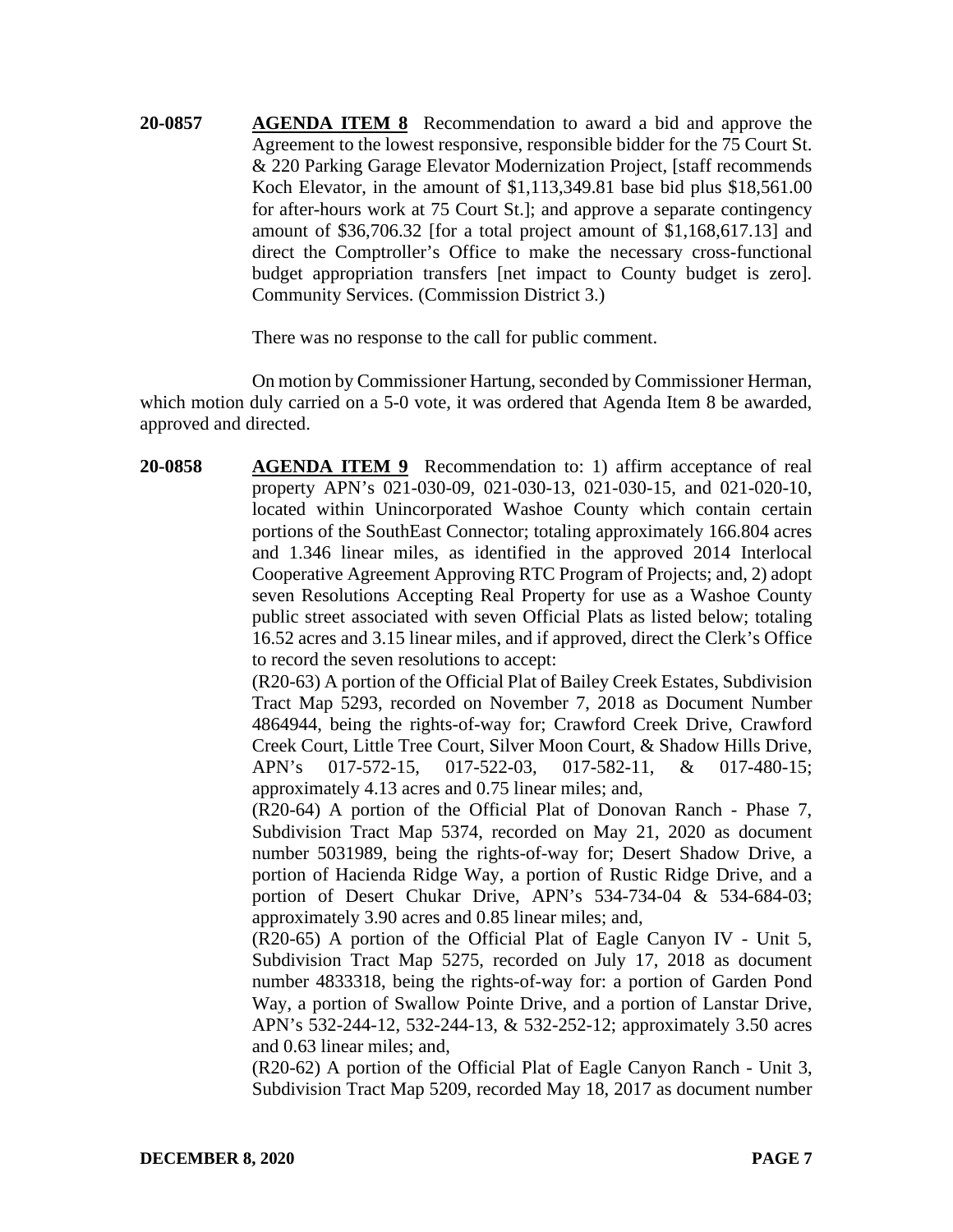**20-0857** **AGENDA ITEM 8** Recommendation to award a bid and approve the Agreement to the lowest responsive, responsible bidder for the 75 Court St. & 220 Parking Garage Elevator Modernization Project, [staff recommends Koch Elevator, in the amount of $1,113,349.81 base bid plus $18,561.00 for after-hours work at 75 Court St.]; and approve a separate contingency amount of $36,706.32 [for a total project amount of $1,168,617.13] and direct the Comptroller's Office to make the necessary cross-functional budget appropriation transfers [net impact to County budget is zero]. Community Services. (Commission District 3.)

There was no response to the call for public comment.

On motion by Commissioner Hartung, seconded by Commissioner Herman, which motion duly carried on a 5-0 vote, it was ordered that Agenda Item 8 be awarded, approved and directed.

**20-0858** **AGENDA ITEM 9** Recommendation to: 1) affirm acceptance of real property APN's 021-030-09, 021-030-13, 021-030-15, and 021-020-10, located within Unincorporated Washoe County which contain certain portions of the SouthEast Connector; totaling approximately 166.804 acres and 1.346 linear miles, as identified in the approved 2014 Interlocal Cooperative Agreement Approving RTC Program of Projects; and, 2) adopt seven Resolutions Accepting Real Property for use as a Washoe County public street associated with seven Official Plats as listed below; totaling 16.52 acres and 3.15 linear miles, and if approved, direct the Clerk's Office to record the seven resolutions to accept:

(R20-63) A portion of the Official Plat of Bailey Creek Estates, Subdivision Tract Map 5293, recorded on November 7, 2018 as Document Number 4864944, being the rights-of-way for; Crawford Creek Drive, Crawford Creek Court, Little Tree Court, Silver Moon Court, & Shadow Hills Drive, APN's 017-572-15, 017-522-03, 017-582-11, & 017-480-15; approximately 4.13 acres and 0.75 linear miles; and,

(R20-64) A portion of the Official Plat of Donovan Ranch - Phase 7, Subdivision Tract Map 5374, recorded on May 21, 2020 as document number 5031989, being the rights-of-way for; Desert Shadow Drive, a portion of Hacienda Ridge Way, a portion of Rustic Ridge Drive, and a portion of Desert Chukar Drive, APN's 534-734-04 & 534-684-03; approximately 3.90 acres and 0.85 linear miles; and,

(R20-65) A portion of the Official Plat of Eagle Canyon IV - Unit 5, Subdivision Tract Map 5275, recorded on July 17, 2018 as document number 4833318, being the rights-of-way for: a portion of Garden Pond Way, a portion of Swallow Pointe Drive, and a portion of Lanstar Drive, APN's 532-244-12, 532-244-13, & 532-252-12; approximately 3.50 acres and 0.63 linear miles; and,

(R20-62) A portion of the Official Plat of Eagle Canyon Ranch - Unit 3, Subdivision Tract Map 5209, recorded May 18, 2017 as document number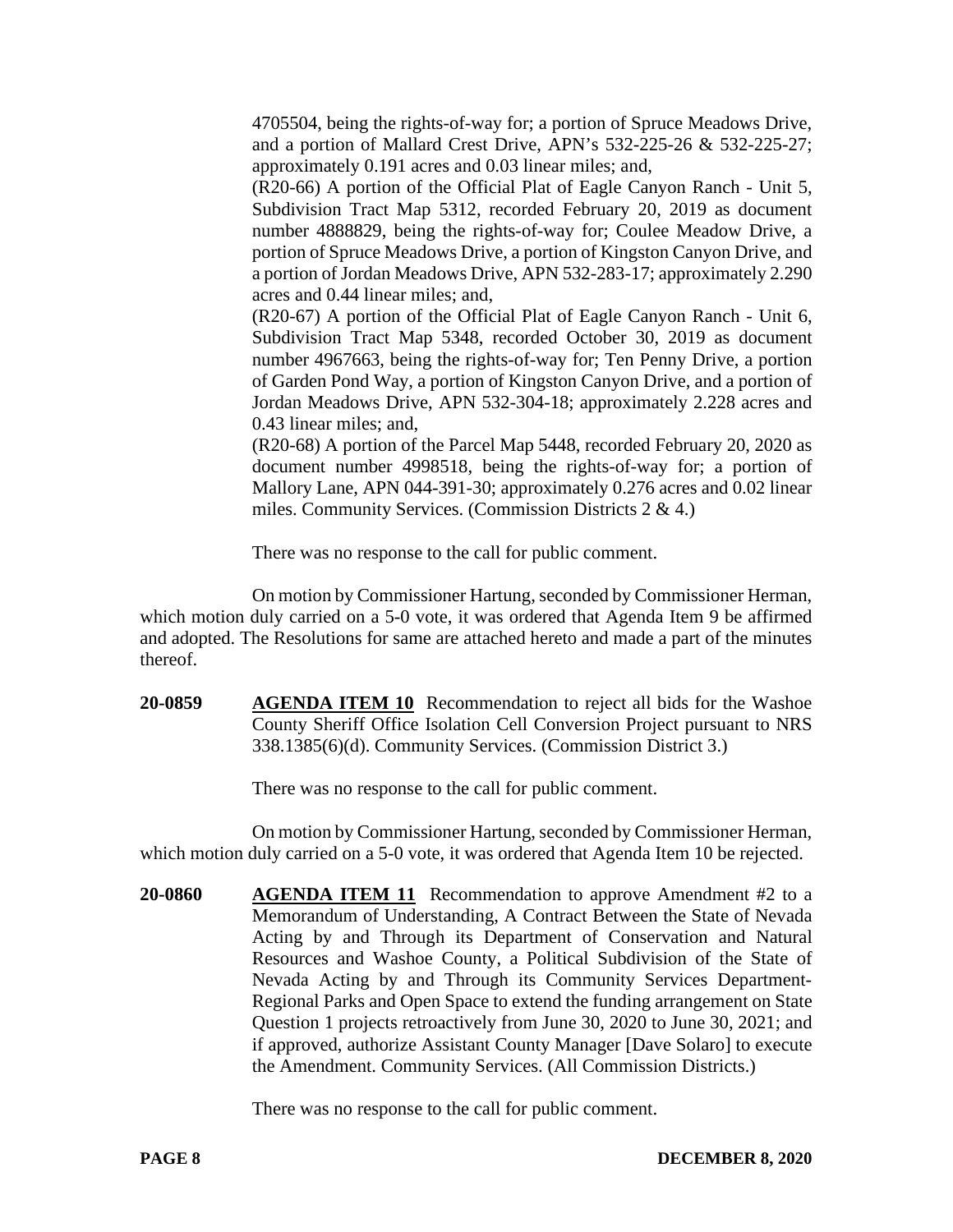4705504, being the rights-of-way for; a portion of Spruce Meadows Drive, and a portion of Mallard Crest Drive, APN's 532-225-26 & 532-225-27; approximately 0.191 acres and 0.03 linear miles; and,

(R20-66) A portion of the Official Plat of Eagle Canyon Ranch - Unit 5, Subdivision Tract Map 5312, recorded February 20, 2019 as document number 4888829, being the rights-of-way for; Coulee Meadow Drive, a portion of Spruce Meadows Drive, a portion of Kingston Canyon Drive, and a portion of Jordan Meadows Drive, APN 532-283-17; approximately 2.290 acres and 0.44 linear miles; and,

(R20-67) A portion of the Official Plat of Eagle Canyon Ranch - Unit 6, Subdivision Tract Map 5348, recorded October 30, 2019 as document number 4967663, being the rights-of-way for; Ten Penny Drive, a portion of Garden Pond Way, a portion of Kingston Canyon Drive, and a portion of Jordan Meadows Drive, APN 532-304-18; approximately 2.228 acres and 0.43 linear miles; and,

(R20-68) A portion of the Parcel Map 5448, recorded February 20, 2020 as document number 4998518, being the rights-of-way for; a portion of Mallory Lane, APN 044-391-30; approximately 0.276 acres and 0.02 linear miles. Community Services. (Commission Districts 2 & 4.)

There was no response to the call for public comment.

On motion by Commissioner Hartung, seconded by Commissioner Herman, which motion duly carried on a 5-0 vote, it was ordered that Agenda Item 9 be affirmed and adopted. The Resolutions for same are attached hereto and made a part of the minutes thereof.

**20-0859** **AGENDA ITEM 10** Recommendation to reject all bids for the Washoe County Sheriff Office Isolation Cell Conversion Project pursuant to NRS 338.1385(6)(d). Community Services. (Commission District 3.)

There was no response to the call for public comment.

On motion by Commissioner Hartung, seconded by Commissioner Herman, which motion duly carried on a 5-0 vote, it was ordered that Agenda Item 10 be rejected.

**20-0860** **AGENDA ITEM 11** Recommendation to approve Amendment #2 to a Memorandum of Understanding, A Contract Between the State of Nevada Acting by and Through its Department of Conservation and Natural Resources and Washoe County, a Political Subdivision of the State of Nevada Acting by and Through its Community Services Department-Regional Parks and Open Space to extend the funding arrangement on State Question 1 projects retroactively from June 30, 2020 to June 30, 2021; and if approved, authorize Assistant County Manager [Dave Solaro] to execute the Amendment. Community Services. (All Commission Districts.)

There was no response to the call for public comment.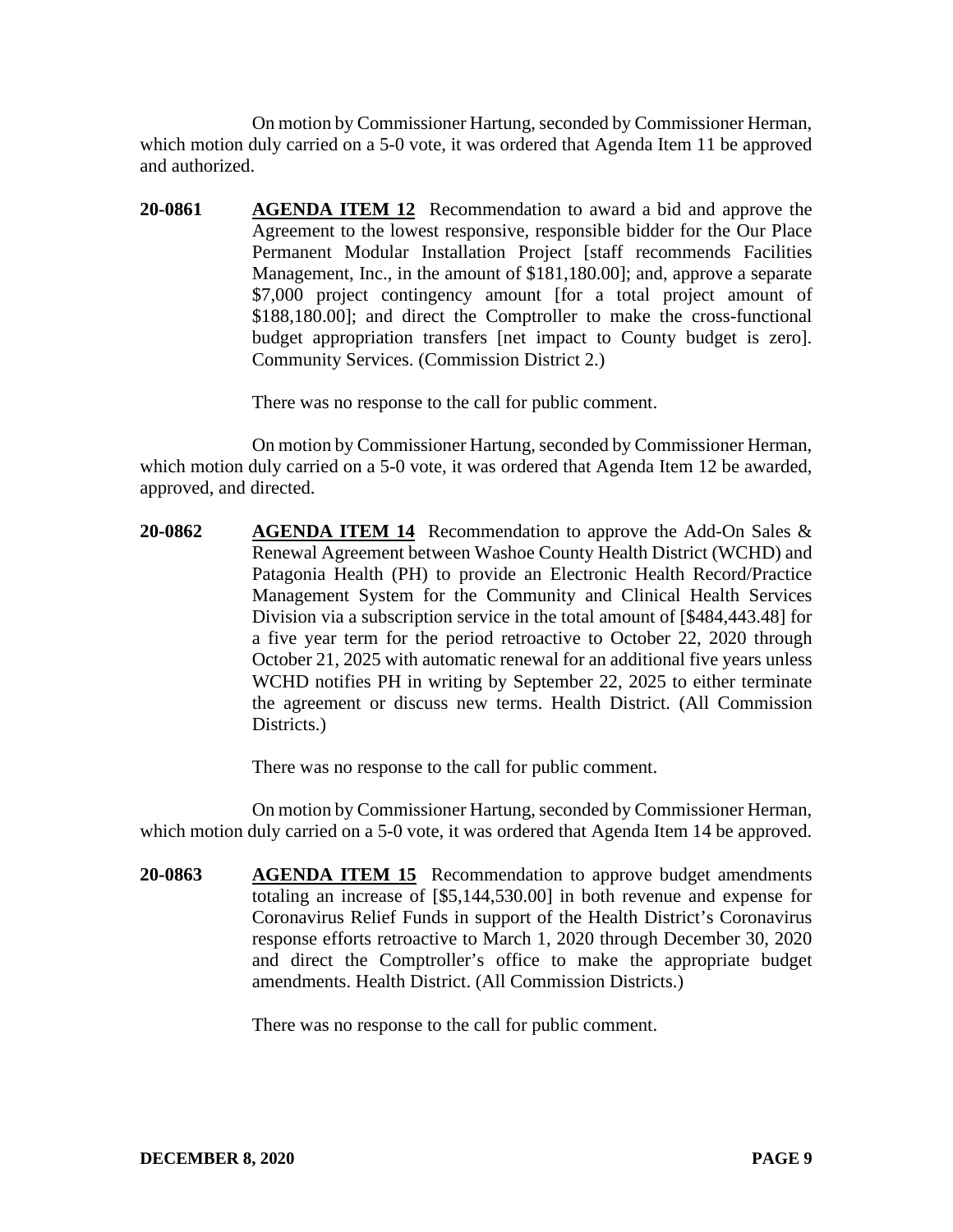On motion by Commissioner Hartung, seconded by Commissioner Herman, which motion duly carried on a 5-0 vote, it was ordered that Agenda Item 11 be approved and authorized.

**20-0861** **AGENDA ITEM 12** Recommendation to award a bid and approve the Agreement to the lowest responsive, responsible bidder for the Our Place Permanent Modular Installation Project [staff recommends Facilities Management, Inc., in the amount of $181,180.00]; and, approve a separate $7,000 project contingency amount [for a total project amount of $188,180.00]; and direct the Comptroller to make the cross-functional budget appropriation transfers [net impact to County budget is zero]. Community Services. (Commission District 2.)

There was no response to the call for public comment.

On motion by Commissioner Hartung, seconded by Commissioner Herman, which motion duly carried on a 5-0 vote, it was ordered that Agenda Item 12 be awarded, approved, and directed.

**20-0862** **AGENDA ITEM 14** Recommendation to approve the Add-On Sales & Renewal Agreement between Washoe County Health District (WCHD) and Patagonia Health (PH) to provide an Electronic Health Record/Practice Management System for the Community and Clinical Health Services Division via a subscription service in the total amount of [$484,443.48] for a five year term for the period retroactive to October 22, 2020 through October 21, 2025 with automatic renewal for an additional five years unless WCHD notifies PH in writing by September 22, 2025 to either terminate the agreement or discuss new terms. Health District. (All Commission Districts.)

There was no response to the call for public comment.

On motion by Commissioner Hartung, seconded by Commissioner Herman, which motion duly carried on a 5-0 vote, it was ordered that Agenda Item 14 be approved.

**20-0863** **AGENDA ITEM 15** Recommendation to approve budget amendments totaling an increase of [$5,144,530.00] in both revenue and expense for Coronavirus Relief Funds in support of the Health District's Coronavirus response efforts retroactive to March 1, 2020 through December 30, 2020 and direct the Comptroller's office to make the appropriate budget amendments. Health District. (All Commission Districts.)

There was no response to the call for public comment.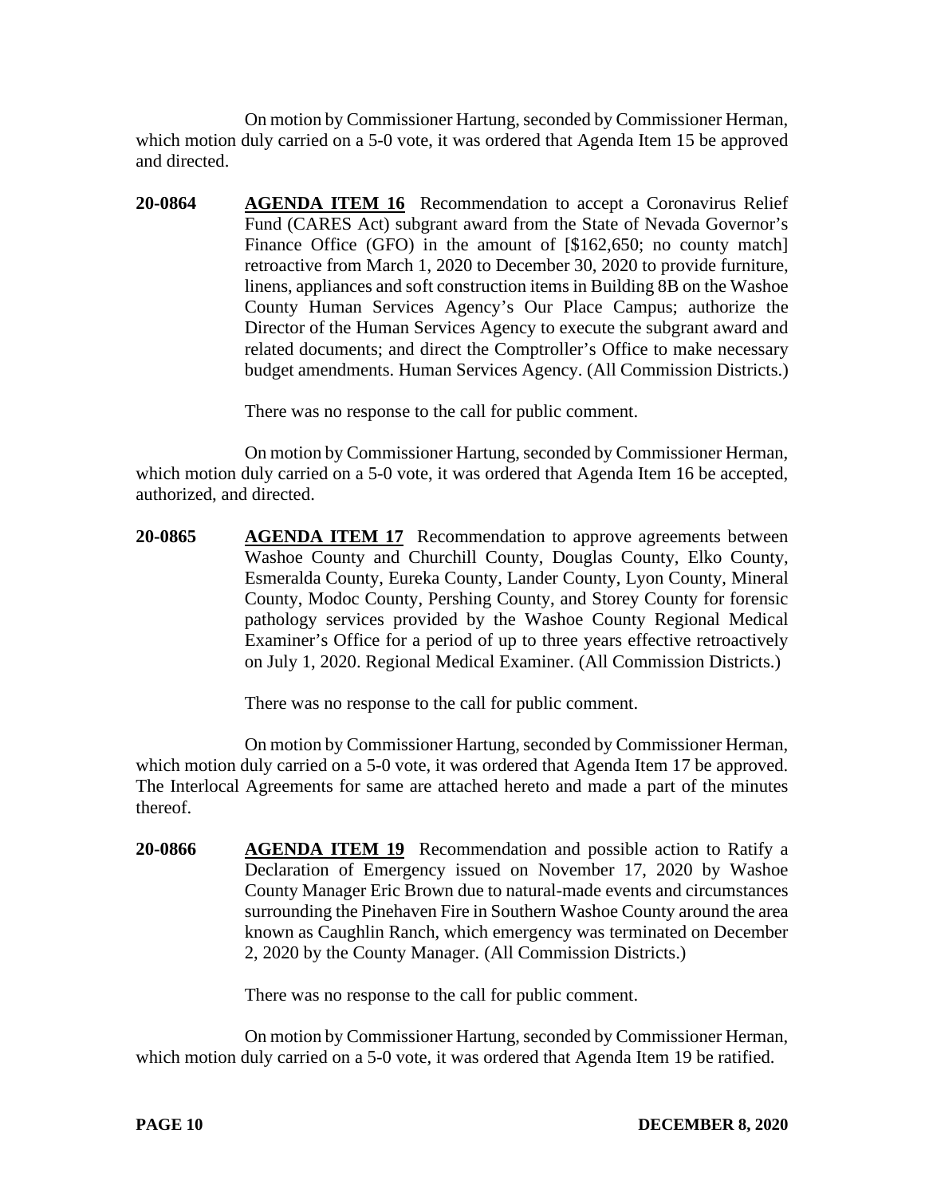On motion by Commissioner Hartung, seconded by Commissioner Herman, which motion duly carried on a 5-0 vote, it was ordered that Agenda Item 15 be approved and directed.

**20-0864** **AGENDA ITEM 16** Recommendation to accept a Coronavirus Relief Fund (CARES Act) subgrant award from the State of Nevada Governor's Finance Office (GFO) in the amount of [$162,650; no county match] retroactive from March 1, 2020 to December 30, 2020 to provide furniture, linens, appliances and soft construction items in Building 8B on the Washoe County Human Services Agency's Our Place Campus; authorize the Director of the Human Services Agency to execute the subgrant award and related documents; and direct the Comptroller's Office to make necessary budget amendments. Human Services Agency. (All Commission Districts.)

There was no response to the call for public comment.

On motion by Commissioner Hartung, seconded by Commissioner Herman, which motion duly carried on a 5-0 vote, it was ordered that Agenda Item 16 be accepted, authorized, and directed.

**20-0865** **AGENDA ITEM 17** Recommendation to approve agreements between Washoe County and Churchill County, Douglas County, Elko County, Esmeralda County, Eureka County, Lander County, Lyon County, Mineral County, Modoc County, Pershing County, and Storey County for forensic pathology services provided by the Washoe County Regional Medical Examiner's Office for a period of up to three years effective retroactively on July 1, 2020. Regional Medical Examiner. (All Commission Districts.)

There was no response to the call for public comment.

On motion by Commissioner Hartung, seconded by Commissioner Herman, which motion duly carried on a 5-0 vote, it was ordered that Agenda Item 17 be approved. The Interlocal Agreements for same are attached hereto and made a part of the minutes thereof.

**20-0866** **AGENDA ITEM 19** Recommendation and possible action to Ratify a Declaration of Emergency issued on November 17, 2020 by Washoe County Manager Eric Brown due to natural-made events and circumstances surrounding the Pinehaven Fire in Southern Washoe County around the area known as Caughlin Ranch, which emergency was terminated on December 2, 2020 by the County Manager. (All Commission Districts.)

There was no response to the call for public comment.

On motion by Commissioner Hartung, seconded by Commissioner Herman, which motion duly carried on a 5-0 vote, it was ordered that Agenda Item 19 be ratified.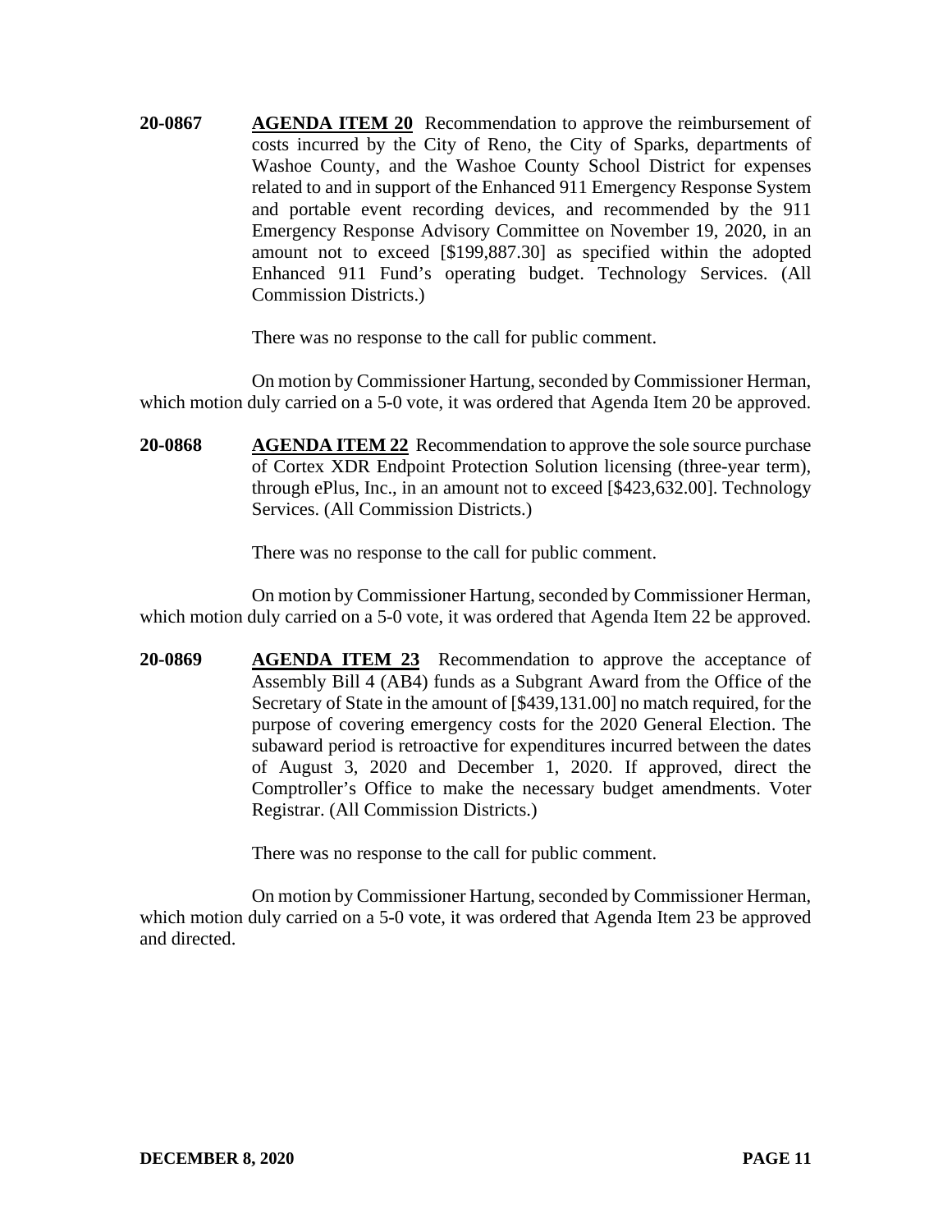**20-0867** **AGENDA ITEM 20** Recommendation to approve the reimbursement of costs incurred by the City of Reno, the City of Sparks, departments of Washoe County, and the Washoe County School District for expenses related to and in support of the Enhanced 911 Emergency Response System and portable event recording devices, and recommended by the 911 Emergency Response Advisory Committee on November 19, 2020, in an amount not to exceed [$199,887.30] as specified within the adopted Enhanced 911 Fund's operating budget. Technology Services. (All Commission Districts.)

There was no response to the call for public comment.

On motion by Commissioner Hartung, seconded by Commissioner Herman, which motion duly carried on a 5-0 vote, it was ordered that Agenda Item 20 be approved.

**20-0868** **AGENDA ITEM 22** Recommendation to approve the sole source purchase of Cortex XDR Endpoint Protection Solution licensing (three-year term), through ePlus, Inc., in an amount not to exceed [$423,632.00]. Technology Services. (All Commission Districts.)

There was no response to the call for public comment.

On motion by Commissioner Hartung, seconded by Commissioner Herman, which motion duly carried on a 5-0 vote, it was ordered that Agenda Item 22 be approved.

**20-0869** **AGENDA ITEM 23** Recommendation to approve the acceptance of Assembly Bill 4 (AB4) funds as a Subgrant Award from the Office of the Secretary of State in the amount of [$439,131.00] no match required, for the purpose of covering emergency costs for the 2020 General Election. The subaward period is retroactive for expenditures incurred between the dates of August 3, 2020 and December 1, 2020. If approved, direct the Comptroller's Office to make the necessary budget amendments. Voter Registrar. (All Commission Districts.)

There was no response to the call for public comment.

On motion by Commissioner Hartung, seconded by Commissioner Herman, which motion duly carried on a 5-0 vote, it was ordered that Agenda Item 23 be approved and directed.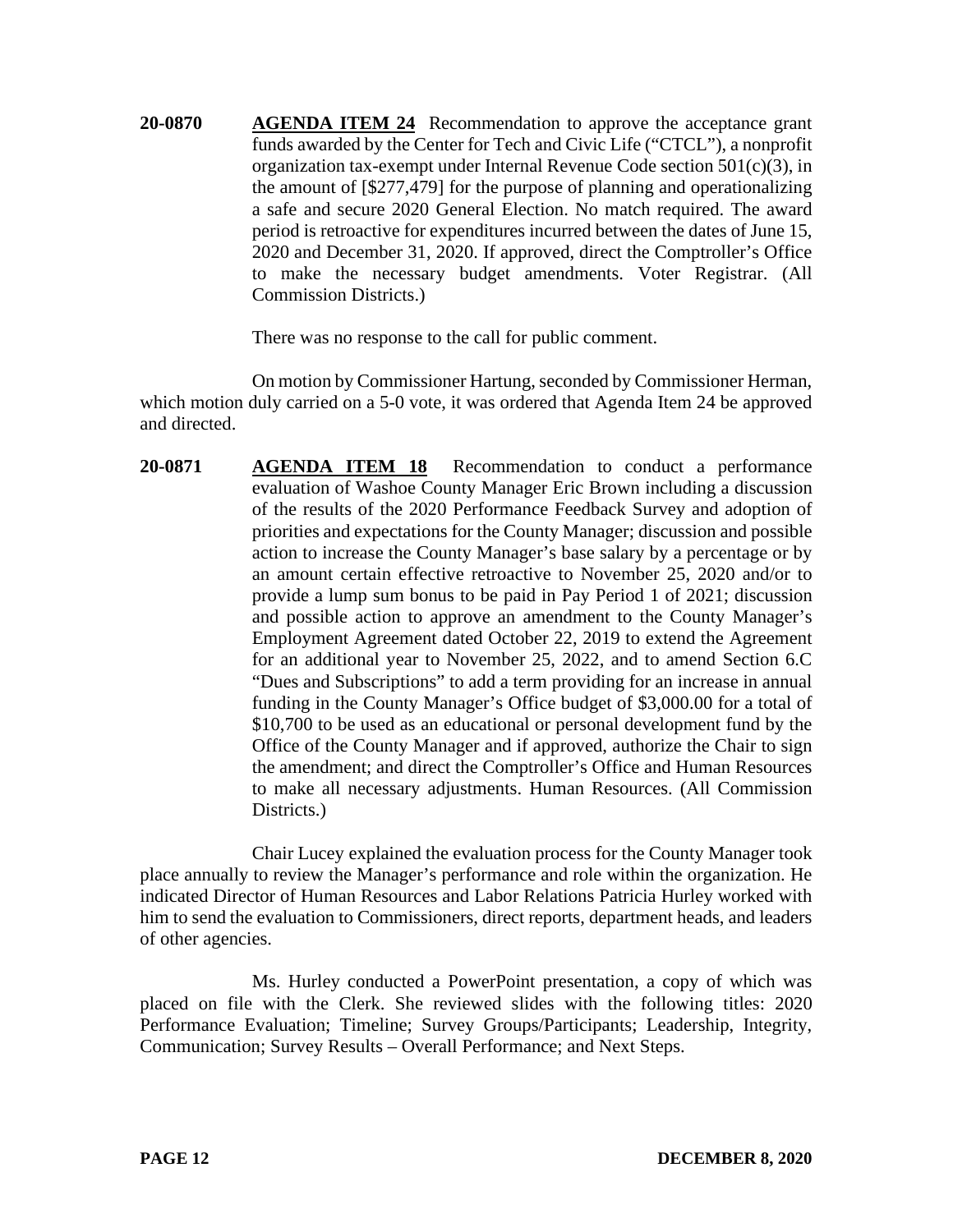**20-0870** **AGENDA ITEM 24** Recommendation to approve the acceptance grant funds awarded by the Center for Tech and Civic Life ("CTCL"), a nonprofit organization tax-exempt under Internal Revenue Code section 501(c)(3), in the amount of [$277,479] for the purpose of planning and operationalizing a safe and secure 2020 General Election. No match required. The award period is retroactive for expenditures incurred between the dates of June 15, 2020 and December 31, 2020. If approved, direct the Comptroller's Office to make the necessary budget amendments. Voter Registrar. (All Commission Districts.)

There was no response to the call for public comment.

On motion by Commissioner Hartung, seconded by Commissioner Herman, which motion duly carried on a 5-0 vote, it was ordered that Agenda Item 24 be approved and directed.

**20-0871** **AGENDA ITEM 18** Recommendation to conduct a performance evaluation of Washoe County Manager Eric Brown including a discussion of the results of the 2020 Performance Feedback Survey and adoption of priorities and expectations for the County Manager; discussion and possible action to increase the County Manager's base salary by a percentage or by an amount certain effective retroactive to November 25, 2020 and/or to provide a lump sum bonus to be paid in Pay Period 1 of 2021; discussion and possible action to approve an amendment to the County Manager's Employment Agreement dated October 22, 2019 to extend the Agreement for an additional year to November 25, 2022, and to amend Section 6.C "Dues and Subscriptions" to add a term providing for an increase in annual funding in the County Manager's Office budget of $3,000.00 for a total of $10,700 to be used as an educational or personal development fund by the Office of the County Manager and if approved, authorize the Chair to sign the amendment; and direct the Comptroller's Office and Human Resources to make all necessary adjustments. Human Resources. (All Commission Districts.)

Chair Lucey explained the evaluation process for the County Manager took place annually to review the Manager's performance and role within the organization. He indicated Director of Human Resources and Labor Relations Patricia Hurley worked with him to send the evaluation to Commissioners, direct reports, department heads, and leaders of other agencies.

Ms. Hurley conducted a PowerPoint presentation, a copy of which was placed on file with the Clerk. She reviewed slides with the following titles: 2020 Performance Evaluation; Timeline; Survey Groups/Participants; Leadership, Integrity, Communication; Survey Results – Overall Performance; and Next Steps.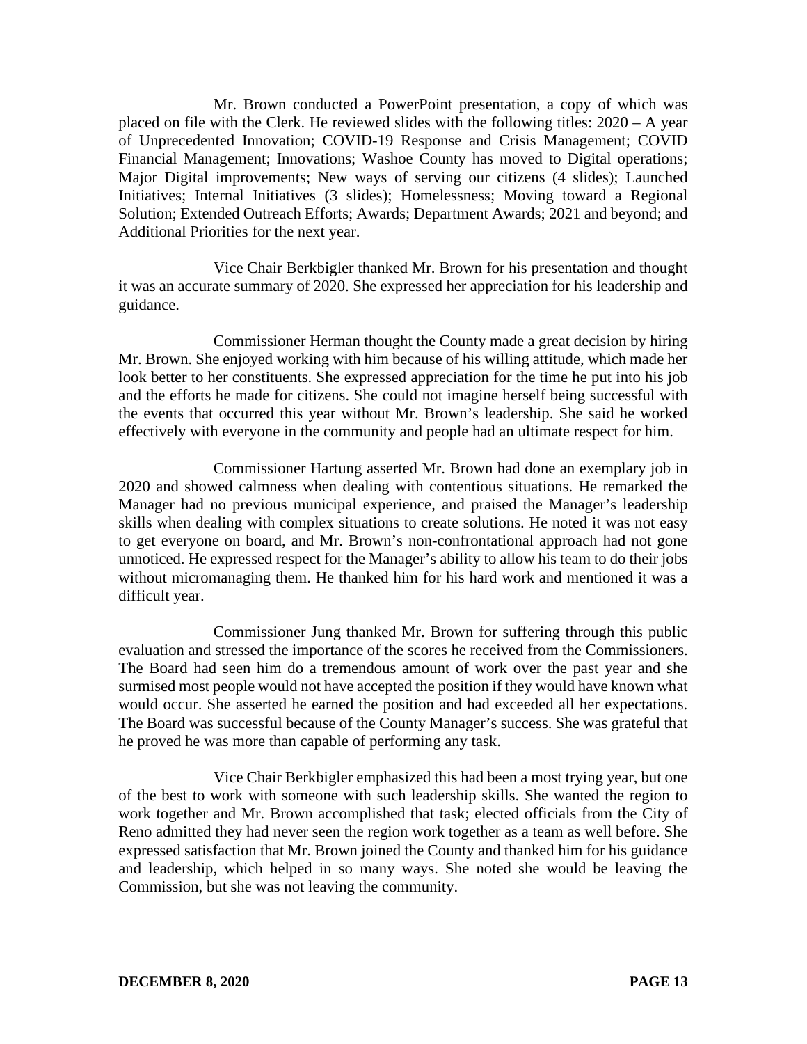Mr. Brown conducted a PowerPoint presentation, a copy of which was placed on file with the Clerk. He reviewed slides with the following titles: 2020 – A year of Unprecedented Innovation; COVID-19 Response and Crisis Management; COVID Financial Management; Innovations; Washoe County has moved to Digital operations; Major Digital improvements; New ways of serving our citizens (4 slides); Launched Initiatives; Internal Initiatives (3 slides); Homelessness; Moving toward a Regional Solution; Extended Outreach Efforts; Awards; Department Awards; 2021 and beyond; and Additional Priorities for the next year.

Vice Chair Berkbigler thanked Mr. Brown for his presentation and thought it was an accurate summary of 2020. She expressed her appreciation for his leadership and guidance.

Commissioner Herman thought the County made a great decision by hiring Mr. Brown. She enjoyed working with him because of his willing attitude, which made her look better to her constituents. She expressed appreciation for the time he put into his job and the efforts he made for citizens. She could not imagine herself being successful with the events that occurred this year without Mr. Brown's leadership. She said he worked effectively with everyone in the community and people had an ultimate respect for him.

Commissioner Hartung asserted Mr. Brown had done an exemplary job in 2020 and showed calmness when dealing with contentious situations. He remarked the Manager had no previous municipal experience, and praised the Manager's leadership skills when dealing with complex situations to create solutions. He noted it was not easy to get everyone on board, and Mr. Brown's non-confrontational approach had not gone unnoticed. He expressed respect for the Manager's ability to allow his team to do their jobs without micromanaging them. He thanked him for his hard work and mentioned it was a difficult year.

Commissioner Jung thanked Mr. Brown for suffering through this public evaluation and stressed the importance of the scores he received from the Commissioners. The Board had seen him do a tremendous amount of work over the past year and she surmised most people would not have accepted the position if they would have known what would occur. She asserted he earned the position and had exceeded all her expectations. The Board was successful because of the County Manager's success. She was grateful that he proved he was more than capable of performing any task.

Vice Chair Berkbigler emphasized this had been a most trying year, but one of the best to work with someone with such leadership skills. She wanted the region to work together and Mr. Brown accomplished that task; elected officials from the City of Reno admitted they had never seen the region work together as a team as well before. She expressed satisfaction that Mr. Brown joined the County and thanked him for his guidance and leadership, which helped in so many ways. She noted she would be leaving the Commission, but she was not leaving the community.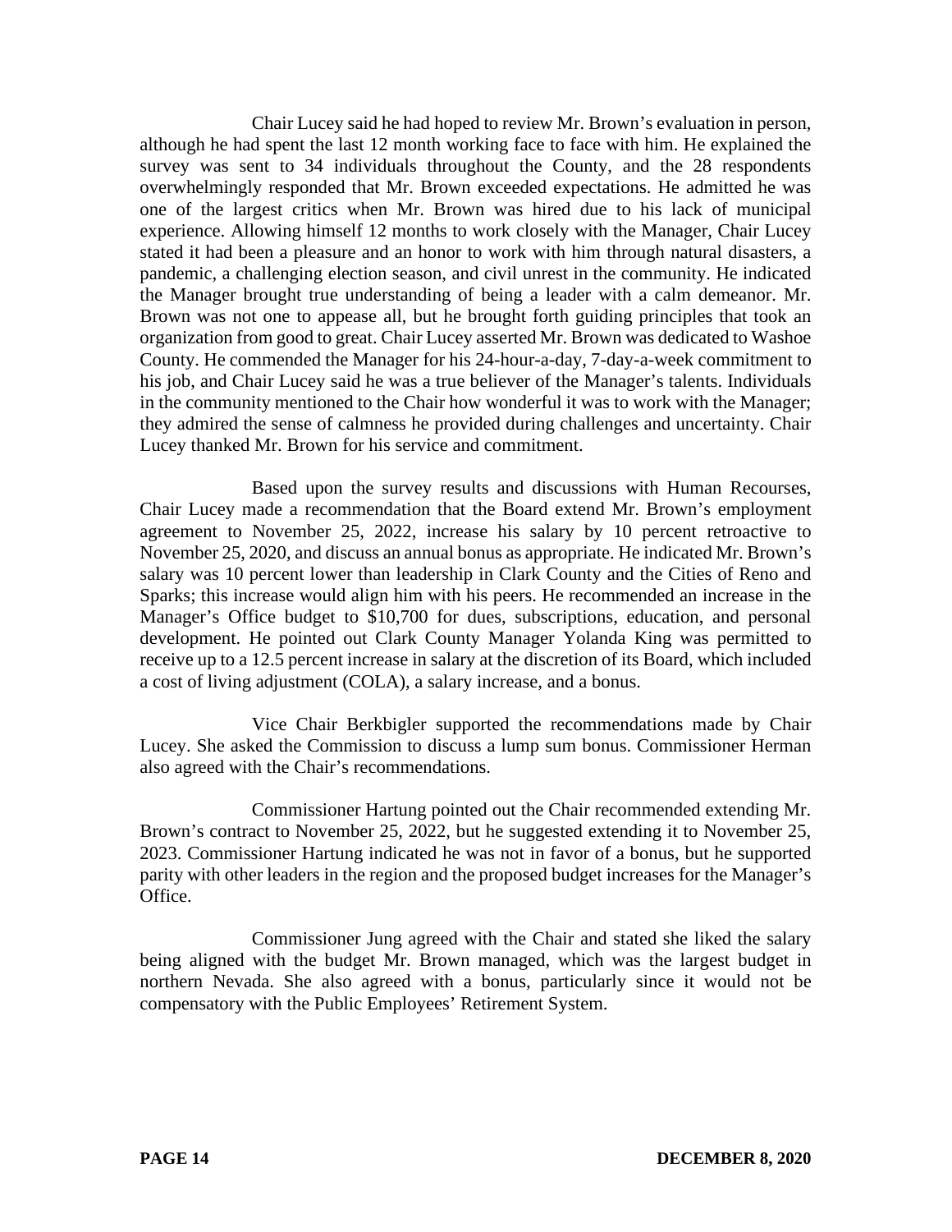Chair Lucey said he had hoped to review Mr. Brown's evaluation in person, although he had spent the last 12 month working face to face with him. He explained the survey was sent to 34 individuals throughout the County, and the 28 respondents overwhelmingly responded that Mr. Brown exceeded expectations. He admitted he was one of the largest critics when Mr. Brown was hired due to his lack of municipal experience. Allowing himself 12 months to work closely with the Manager, Chair Lucey stated it had been a pleasure and an honor to work with him through natural disasters, a pandemic, a challenging election season, and civil unrest in the community. He indicated the Manager brought true understanding of being a leader with a calm demeanor. Mr. Brown was not one to appease all, but he brought forth guiding principles that took an organization from good to great. Chair Lucey asserted Mr. Brown was dedicated to Washoe County. He commended the Manager for his 24-hour-a-day, 7-day-a-week commitment to his job, and Chair Lucey said he was a true believer of the Manager's talents. Individuals in the community mentioned to the Chair how wonderful it was to work with the Manager; they admired the sense of calmness he provided during challenges and uncertainty. Chair Lucey thanked Mr. Brown for his service and commitment.

Based upon the survey results and discussions with Human Recourses, Chair Lucey made a recommendation that the Board extend Mr. Brown's employment agreement to November 25, 2022, increase his salary by 10 percent retroactive to November 25, 2020, and discuss an annual bonus as appropriate. He indicated Mr. Brown's salary was 10 percent lower than leadership in Clark County and the Cities of Reno and Sparks; this increase would align him with his peers. He recommended an increase in the Manager's Office budget to $10,700 for dues, subscriptions, education, and personal development. He pointed out Clark County Manager Yolanda King was permitted to receive up to a 12.5 percent increase in salary at the discretion of its Board, which included a cost of living adjustment (COLA), a salary increase, and a bonus.

Vice Chair Berkbigler supported the recommendations made by Chair Lucey. She asked the Commission to discuss a lump sum bonus. Commissioner Herman also agreed with the Chair's recommendations.

Commissioner Hartung pointed out the Chair recommended extending Mr. Brown's contract to November 25, 2022, but he suggested extending it to November 25, 2023. Commissioner Hartung indicated he was not in favor of a bonus, but he supported parity with other leaders in the region and the proposed budget increases for the Manager's Office.

Commissioner Jung agreed with the Chair and stated she liked the salary being aligned with the budget Mr. Brown managed, which was the largest budget in northern Nevada. She also agreed with a bonus, particularly since it would not be compensatory with the Public Employees' Retirement System.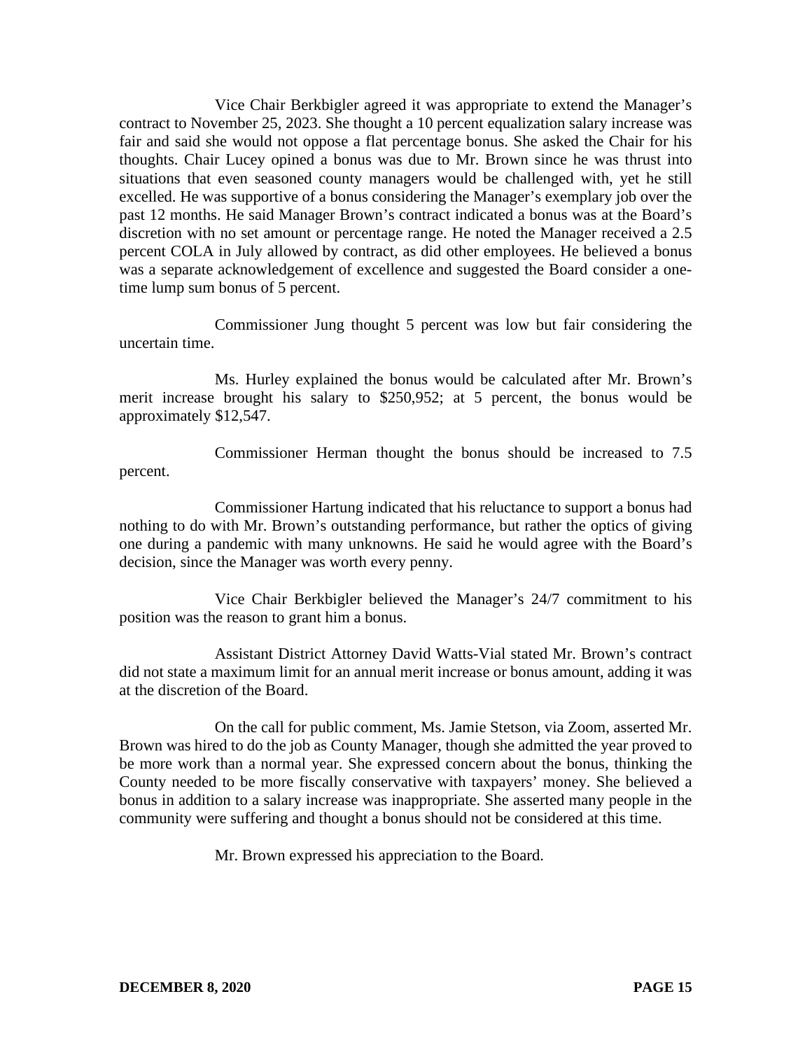Vice Chair Berkbigler agreed it was appropriate to extend the Manager's contract to November 25, 2023. She thought a 10 percent equalization salary increase was fair and said she would not oppose a flat percentage bonus. She asked the Chair for his thoughts. Chair Lucey opined a bonus was due to Mr. Brown since he was thrust into situations that even seasoned county managers would be challenged with, yet he still excelled. He was supportive of a bonus considering the Manager's exemplary job over the past 12 months. He said Manager Brown's contract indicated a bonus was at the Board's discretion with no set amount or percentage range. He noted the Manager received a 2.5 percent COLA in July allowed by contract, as did other employees. He believed a bonus was a separate acknowledgement of excellence and suggested the Board consider a one-time lump sum bonus of 5 percent.

Commissioner Jung thought 5 percent was low but fair considering the uncertain time.

Ms. Hurley explained the bonus would be calculated after Mr. Brown's merit increase brought his salary to $250,952; at 5 percent, the bonus would be approximately $12,547.

Commissioner Herman thought the bonus should be increased to 7.5 percent.

Commissioner Hartung indicated that his reluctance to support a bonus had nothing to do with Mr. Brown's outstanding performance, but rather the optics of giving one during a pandemic with many unknowns. He said he would agree with the Board's decision, since the Manager was worth every penny.

Vice Chair Berkbigler believed the Manager's 24/7 commitment to his position was the reason to grant him a bonus.

Assistant District Attorney David Watts-Vial stated Mr. Brown's contract did not state a maximum limit for an annual merit increase or bonus amount, adding it was at the discretion of the Board.

On the call for public comment, Ms. Jamie Stetson, via Zoom, asserted Mr. Brown was hired to do the job as County Manager, though she admitted the year proved to be more work than a normal year. She expressed concern about the bonus, thinking the County needed to be more fiscally conservative with taxpayers' money. She believed a bonus in addition to a salary increase was inappropriate. She asserted many people in the community were suffering and thought a bonus should not be considered at this time.

Mr. Brown expressed his appreciation to the Board.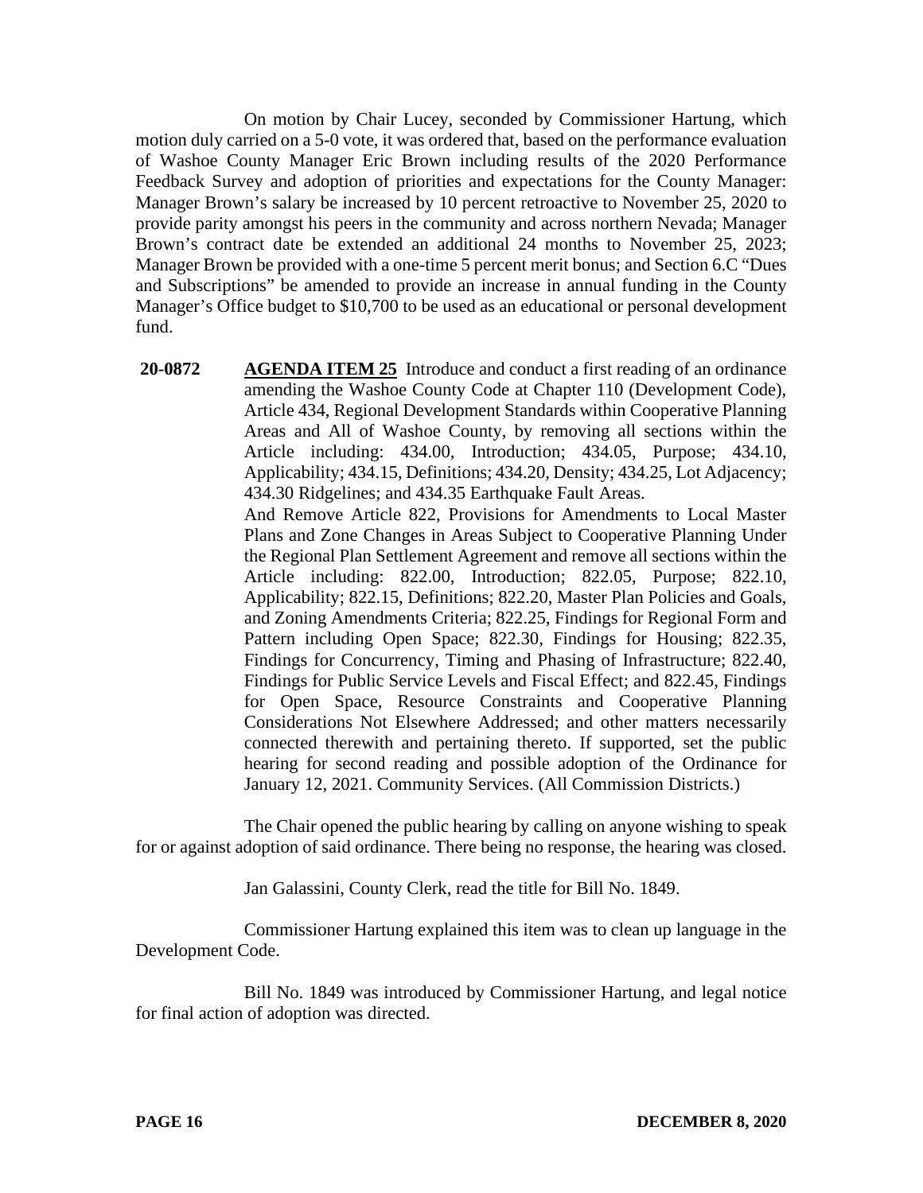On motion by Chair Lucey, seconded by Commissioner Hartung, which motion duly carried on a 5-0 vote, it was ordered that, based on the performance evaluation of Washoe County Manager Eric Brown including results of the 2020 Performance Feedback Survey and adoption of priorities and expectations for the County Manager: Manager Brown's salary be increased by 10 percent retroactive to November 25, 2020 to provide parity amongst his peers in the community and across northern Nevada; Manager Brown's contract date be extended an additional 24 months to November 25, 2023; Manager Brown be provided with a one-time 5 percent merit bonus; and Section 6.C "Dues and Subscriptions" be amended to provide an increase in annual funding in the County Manager's Office budget to $10,700 to be used as an educational or personal development fund.

**20-0872** **AGENDA ITEM 25** Introduce and conduct a first reading of an ordinance amending the Washoe County Code at Chapter 110 (Development Code), Article 434, Regional Development Standards within Cooperative Planning Areas and All of Washoe County, by removing all sections within the Article including: 434.00, Introduction; 434.05, Purpose; 434.10, Applicability; 434.15, Definitions; 434.20, Density; 434.25, Lot Adjacency; 434.30 Ridgelines; and 434.35 Earthquake Fault Areas.
And Remove Article 822, Provisions for Amendments to Local Master Plans and Zone Changes in Areas Subject to Cooperative Planning Under the Regional Plan Settlement Agreement and remove all sections within the Article including: 822.00, Introduction; 822.05, Purpose; 822.10, Applicability; 822.15, Definitions; 822.20, Master Plan Policies and Goals, and Zoning Amendments Criteria; 822.25, Findings for Regional Form and Pattern including Open Space; 822.30, Findings for Housing; 822.35, Findings for Concurrency, Timing and Phasing of Infrastructure; 822.40, Findings for Public Service Levels and Fiscal Effect; and 822.45, Findings for Open Space, Resource Constraints and Cooperative Planning Considerations Not Elsewhere Addressed; and other matters necessarily connected therewith and pertaining thereto. If supported, set the public hearing for second reading and possible adoption of the Ordinance for January 12, 2021. Community Services. (All Commission Districts.)

The Chair opened the public hearing by calling on anyone wishing to speak for or against adoption of said ordinance. There being no response, the hearing was closed.

Jan Galassini, County Clerk, read the title for Bill No. 1849.

Commissioner Hartung explained this item was to clean up language in the Development Code.

Bill No. 1849 was introduced by Commissioner Hartung, and legal notice for final action of adoption was directed.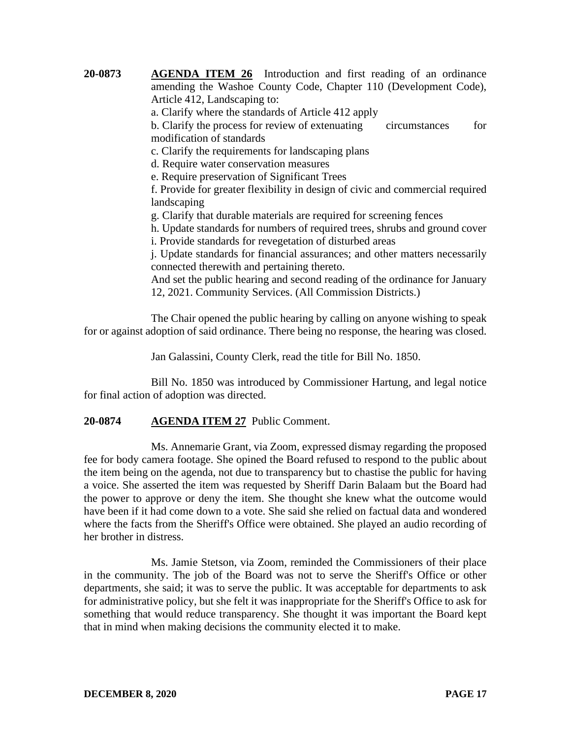**20-0873** **AGENDA ITEM 26** Introduction and first reading of an ordinance amending the Washoe County Code, Chapter 110 (Development Code), Article 412, Landscaping to:

a. Clarify where the standards of Article 412 apply

b. Clarify the process for review of extenuating circumstances for modification of standards

c. Clarify the requirements for landscaping plans

d. Require water conservation measures

e. Require preservation of Significant Trees

f. Provide for greater flexibility in design of civic and commercial required landscaping

g. Clarify that durable materials are required for screening fences

h. Update standards for numbers of required trees, shrubs and ground cover

i. Provide standards for revegetation of disturbed areas

j. Update standards for financial assurances; and other matters necessarily connected therewith and pertaining thereto.

And set the public hearing and second reading of the ordinance for January 12, 2021. Community Services. (All Commission Districts.)

The Chair opened the public hearing by calling on anyone wishing to speak for or against adoption of said ordinance. There being no response, the hearing was closed.

Jan Galassini, County Clerk, read the title for Bill No. 1850.

Bill No. 1850 was introduced by Commissioner Hartung, and legal notice for final action of adoption was directed.

**20-0874** **AGENDA ITEM 27** Public Comment.

Ms. Annemarie Grant, via Zoom, expressed dismay regarding the proposed fee for body camera footage. She opined the Board refused to respond to the public about the item being on the agenda, not due to transparency but to chastise the public for having a voice. She asserted the item was requested by Sheriff Darin Balaam but the Board had the power to approve or deny the item. She thought she knew what the outcome would have been if it had come down to a vote. She said she relied on factual data and wondered where the facts from the Sheriff's Office were obtained. She played an audio recording of her brother in distress.

Ms. Jamie Stetson, via Zoom, reminded the Commissioners of their place in the community. The job of the Board was not to serve the Sheriff's Office or other departments, she said; it was to serve the public. It was acceptable for departments to ask for administrative policy, but she felt it was inappropriate for the Sheriff's Office to ask for something that would reduce transparency. She thought it was important the Board kept that in mind when making decisions the community elected it to make.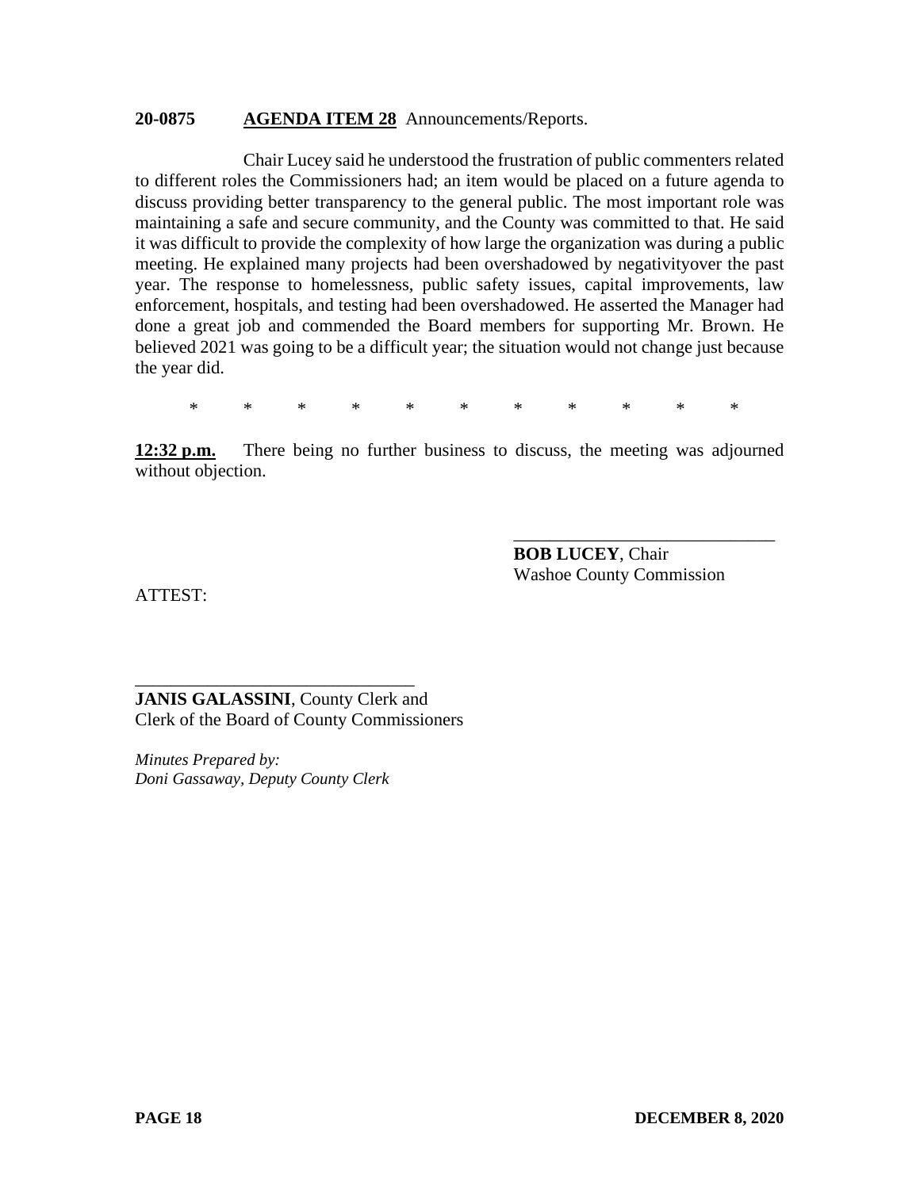**20-0875** **AGENDA ITEM 28** Announcements/Reports.

Chair Lucey said he understood the frustration of public commenters related to different roles the Commissioners had; an item would be placed on a future agenda to discuss providing better transparency to the general public. The most important role was maintaining a safe and secure community, and the County was committed to that. He said it was difficult to provide the complexity of how large the organization was during a public meeting. He explained many projects had been overshadowed by negativityover the past year. The response to homelessness, public safety issues, capital improvements, law enforcement, hospitals, and testing had been overshadowed. He asserted the Manager had done a great job and commended the Board members for supporting Mr. Brown. He believed 2021 was going to be a difficult year; the situation would not change just because the year did.

\* \* \* \* \* \* \* \* \* \* \*

**12:32 p.m.** There being no further business to discuss, the meeting was adjourned without objection.

\_\_\_\_\_\_\_\_\_\_\_\_\_\_\_\_\_\_\_\_\_\_\_\_\_\_\_\_\_\_
**BOB LUCEY**, Chair
Washoe County Commission

ATTEST:

\_\_\_\_\_\_\_\_\_\_\_\_\_\_\_\_\_\_\_\_\_\_\_\_\_\_\_\_\_\_
**JANIS GALASSINI**, County Clerk and
Clerk of the Board of County Commissioners

*Minutes Prepared by:*
*Doni Gassaway, Deputy County Clerk*